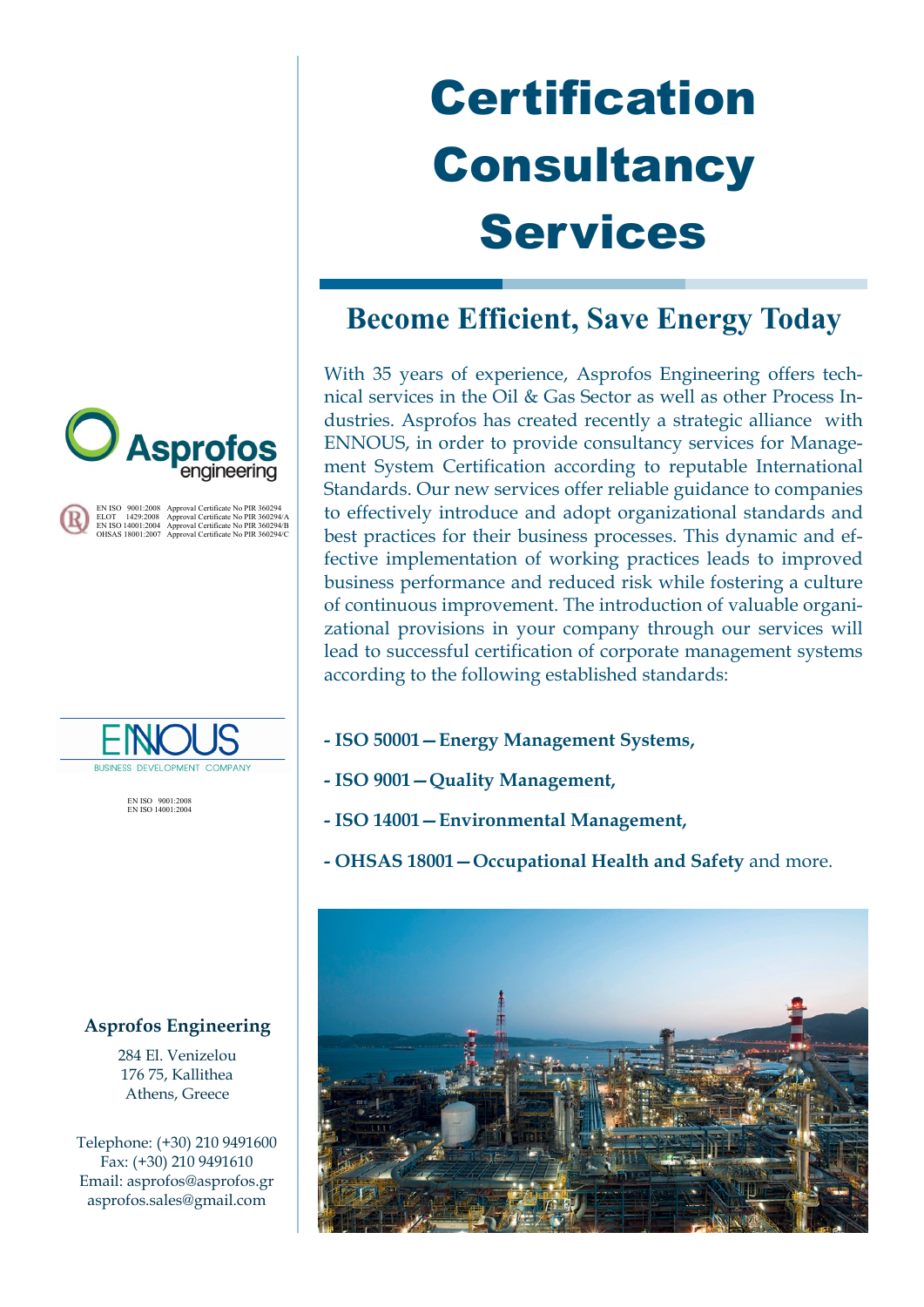# Certification Consultancy Services

## Become Efficient, Save Energy Today

With 35 years of experience, Asprofos Engineering offers technical services in the Oil & Gas Sector as well as other Process Industries. Asprofos has created recently a strategic alliance with ENNOUS, in order to provide consultancy services for Management System Certification according to reputable International Standards. Our new services offer reliable guidance to companies to effectively introduce and adopt organizational standards and best practices for their business processes. This dynamic and effective implementation of working practices leads to improved business performance and reduced risk while fostering a culture of continuous improvement. The introduction of valuable organizational provisions in your company through our services will lead to successful certification of corporate management systems according to the following established standards:

- **ISO 50001 — Energy Management Systems,**
- **ISO 9001 — Quality Management,**
- **ISO 14001 — Environmental Management,**
- **OHSAS 18001 — Occupational Health and Safety** and more.

Asprofos engineering

EN ISO 9001:2008 Approval Certificate No PIR 360294
ELOT 1429:2008 Approval Certificate No PIR 360294/A
EN ISO 14001:2004 Approval Certificate No PIR 360294/B
OHSAS 18001:2007 Approval Certificate No PIR 360294/C

ENNOUS
BUSINESS DEVELOPMENT COMPANY

EN ISO 9001:2008
EN ISO 14001:2004

**Asprofos Engineering**

284 El. Venizelou
176 75, Kallithea
Athens, Greece

Telephone: (+30) 210 9491600
Fax: (+30) 210 9491610
Email: asprofos@asprofos.gr
asprofos.sales@gmail.com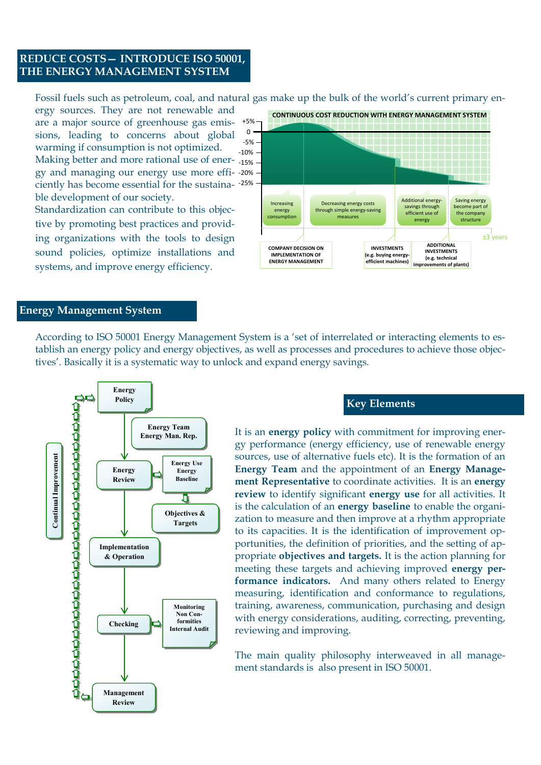## REDUCE COSTS— INTRODUCE ISO 50001, THE ENERGY MANAGEMENT SYSTEM

Fossil fuels such as petroleum, coal, and natural gas make up the bulk of the world's current primary energy sources. They are not renewable and are a major source of greenhouse gas emissions, leading to concerns about global warming if consumption is not optimized. Making better and more rational use of energy and managing our energy use more efficiently has become essential for the sustainable development of our society.

Standardization can contribute to this objective by promoting best practices and providing organizations with the tools to design sound policies, optimize installations and systems, and improve energy efficiency.

**CONTINUOUS COST REDUCTION WITH ENERGY MANAGEMENT SYSTEM**

+5% / 0 / -5% / -10% / -15% / -20% / -25%

Increasing energy consumption — Decreasing energy costs through simple energy-saving measures — Additional energy-savings through efficient use of energy — Saving energy become part of the company structure

COMPANY DECISION ON IMPLEMENTATION OF ENERGY MANAGEMENT — INVESTMENTS (e.g. buying energy-efficient machines) — ADDITIONAL INVESTMENTS (e.g. technical improvements of plants) — ±3 years

## Energy Management System

According to ISO 50001 Energy Management System is a 'set of interrelated or interacting elements to establish an energy policy and energy objectives, as well as processes and procedures to achieve those objectives'. Basically it is a systematic way to unlock and expand energy savings.

Continual Improvement: Energy Policy → Energy Review (Energy Team, Energy Man. Rep.; Energy Use, Energy Baseline; Objectives & Targets) → Implementation & Operation → Checking (Monitoring, Non Conformities, Internal Audit) → Management Review

## Key Elements

It is an **energy policy** with commitment for improving energy performance (energy efficiency, use of renewable energy sources, use of alternative fuels etc). It is the formation of an **Energy Team** and the appointment of an **Energy Management Representative** to coordinate activities. It is an **energy review** to identify significant **energy use** for all activities. It is the calculation of an **energy baseline** to enable the organization to measure and then improve at a rhythm appropriate to its capacities. It is the identification of improvement opportunities, the definition of priorities, and the setting of appropriate **objectives and targets.** It is the action planning for meeting these targets and achieving improved **energy performance indicators.** And many others related to Energy measuring, identification and conformance to regulations, training, awareness, communication, purchasing and design with energy considerations, auditing, correcting, preventing, reviewing and improving.

The main quality philosophy interweaved in all management standards is also present in ISO 50001.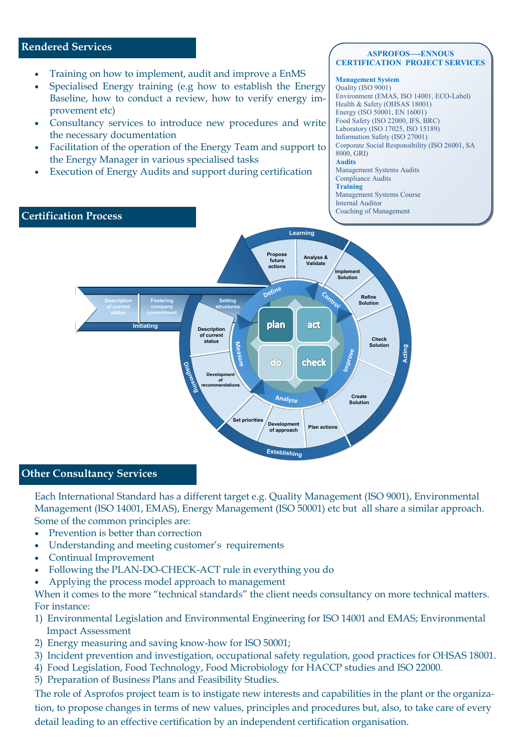## Rendered Services

- Training on how to implement, audit and improve a EnMS
- Specialised Energy training (e.g how to establish the Energy Baseline, how to conduct a review, how to verify energy improvement etc)
- Consultancy services to introduce new procedures and write the necessary documentation
- Facilitation of the operation of the Energy Team and support to the Energy Manager in various specialised tasks
- Execution of Energy Audits and support during certification

**ASPROFOS—-ENNOUS CERTIFICATION PROJECT SERVICES**

**Management System**
Quality (ISO 9001)
Environment (EMAS, ISO 14001, ECO-Label)
Health & Safety (OHSAS 18001)
Energy (ISO 50001, EN 16001)
Food Safety (ISO 22000, IFS, BRC)
Laboratory (ISO 17025, ISO 15189)
Information Safety (ISO 27001)
Corporate Social Responsibility (ISO 26001, SA 8000, GRI)

**Audits**
Management Systems Audits
Compliance Audits

**Training**
Management Systems Course
Internal Auditor
Coaching of Management

## Certification Process

Initiating: Description of current status; Fostering company commitment; Setting structures

Diagnosing: Description of current status; Development of recommendations

Establishing: Set priorities; Development of approach; Plan actions

Acting: Create Solution; Check Solution; Refine Solution; Implement Solution

Learning: Analyse & Validate; Propose future actions

Define – Measure – Analyze – Improve – Control

plan – do – check – act

## Other Consultancy Services

Each International Standard has a different target e.g. Quality Management (ISO 9001), Environmental Management (ISO 14001, EMAS), Energy Management (ISO 50001) etc but all share a similar approach. Some of the common principles are:

- Prevention is better than correction
- Understanding and meeting customer's requirements
- Continual Improvement
- Following the PLAN-DO-CHECK-ACT rule in everything you do
- Applying the process model approach to management

When it comes to the more "technical standards" the client needs consultancy on more technical matters. For instance:

1) Environmental Legislation and Environmental Engineering for ISO 14001 and EMAS; Environmental Impact Assessment
2) Energy measuring and saving know-how for ISO 50001;
3) Incident prevention and investigation, occupational safety regulation, good practices for OHSAS 18001.
4) Food Legislation, Food Technology, Food Microbiology for HACCP studies and ISO 22000.
5) Preparation of Business Plans and Feasibility Studies.

The role of Asprofos project team is to instigate new interests and capabilities in the plant or the organization, to propose changes in terms of new values, principles and procedures but, also, to take care of every detail leading to an effective certification by an independent certification organisation.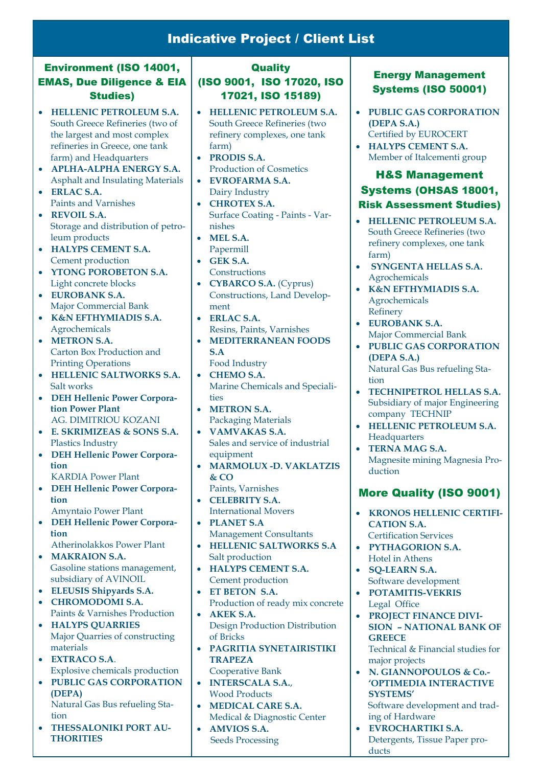# Indicative Project / Client List

## Environment (ISO 14001, EMAS, Due Diligence & EIA Studies)

- **HELLENIC PETROLEUM S.A.** South Greece Refineries (two of the largest and most complex refineries in Greece, one tank farm) and Headquarters
- **APLHA-ALPHA ENERGY S.A.** Asphalt and Insulating Materials
- **ERLAC S.A.** Paints and Varnishes
- **REVOIL S.A.** Storage and distribution of petroleum products
- **HALYPS CEMENT S.A.** Cement production
- **YTONG POROBETON S.A.** Light concrete blocks
- **EUROBANK S.A.** Major Commercial Bank
- **K&N EFTHYMIADIS S.A.** Agrochemicals
- **METRON S.A.** Carton Box Production and Printing Operations
- **HELLENIC SALTWORKS S.A.** Salt works
- **DEH Hellenic Power Corporation Power Plant** AG. DIMITRIOU KOZANI
- **E. SKRIMIZEAS & SONS S.A.** Plastics Industry
- **DEH Hellenic Power Corporation** KARDIA Power Plant
- **DEH Hellenic Power Corporation** Amyntaio Power Plant
- **DEH Hellenic Power Corporation** Atherinolakkos Power Plant
- **MAKRAION S.A.** Gasoline stations management, subsidiary of AVINOIL
- **ELEUSIS Shipyards S.A.**
- **CHROMODOMI S.A.** Paints & Varnishes Production
- **HALYPS QUARRIES** Major Quarries of constructing materials
- **EXTRACO S.A.** Explosive chemicals production
- **PUBLIC GAS CORPORATION (DEPA)** Natural Gas Bus refueling Station
- **THESSALONIKI PORT AUTHORITIES**

## Quality (ISO 9001, ISO 17020, ISO 17021, ISO 15189)

- **HELLENIC PETROLEUM S.A.** South Greece Refineries (two refinery complexes, one tank farm)
- **PRODIS S.A.** Production of Cosmetics
- **EVROFARMA S.A.** Dairy Industry
- **CHROTEX S.A.** Surface Coating - Paints - Varnishes
- **MEL S.A.** Papermill
- **GEK S.A.** Constructions
- **CYBARCO S.A.** (Cyprus) Constructions, Land Development
- **ERLAC S.A.** Resins, Paints, Varnishes
- **MEDITERRANEAN FOODS S.A** Food Industry
- **CHEMO S.A.** Marine Chemicals and Specialities
- **METRON S.A.** Packaging Materials
- **VAMVAKAS S.A.** Sales and service of industrial equipment
- **MARMOLUX -D. VAKLATZIS & CO** Paints, Varnishes
- **CELEBRITY S.A.** International Movers
- **PLANET S.A** Management Consultants
- **HELLENIC SALTWORKS S.A** Salt production
- **HALYPS CEMENT S.A.** Cement production
- **ET BETON S.A.** Production of ready mix concrete
- **AKEK S.A.** Design Production Distribution of Bricks
- **PAGRITIA SYNETAIRISTIKI TRAPEZA** Cooperative Bank
- **INTERSCALA S.A.**, Wood Products
- **MEDICAL CARE S.A.** Medical & Diagnostic Center
- **AMVIOS S.A.** Seeds Processing

## Energy Management Systems (ISO 50001)

- **PUBLIC GAS CORPORATION (DEPA S.A.)** Certified by EUROCERT
- **HALYPS CEMENT S.A.** Member of Italcementi group

## H&S Management Systems (OHSAS 18001, Risk Assessment Studies)

- **HELLENIC PETROLEUM S.A.** South Greece Refineries (two refinery complexes, one tank farm)
- **SYNGENTA HELLAS S.A.** Agrochemicals
- **K&N EFTHYMIADIS S.A.** Agrochemicals Refinery
- **EUROBANK S.A.** Major Commercial Bank
- **PUBLIC GAS CORPORATION (DEPA S.A.)** Natural Gas Bus refueling Station
- **TECHNIPETROL HELLAS S.A.** Subsidiary of major Engineering company TECHNIP
- **HELLENIC PETROLEUM S.A.** Headquarters
- **TERNA MAG S.A.** Magnesite mining Magnesia Production

## More Quality (ISO 9001)

- **KRONOS HELLENIC CERTIFICATION S.A.** Certification Services
- **PYTHAGORION S.A.** Hotel in Athens
- **SQ-LEARN S.A.** Software development
- **POTAMITIS-VEKRIS** Legal Office
- **PROJECT FINANCE DIVISION – NATIONAL BANK OF GREECE** Technical & Financial studies for major projects
- **N. GIANNOPOULOS & Co.- 'OPTIMEDIA INTERACTIVE SYSTEMS'** Software development and trading of Hardware
- **EVROCHARTIKI S.A.** Detergents, Tissue Paper products